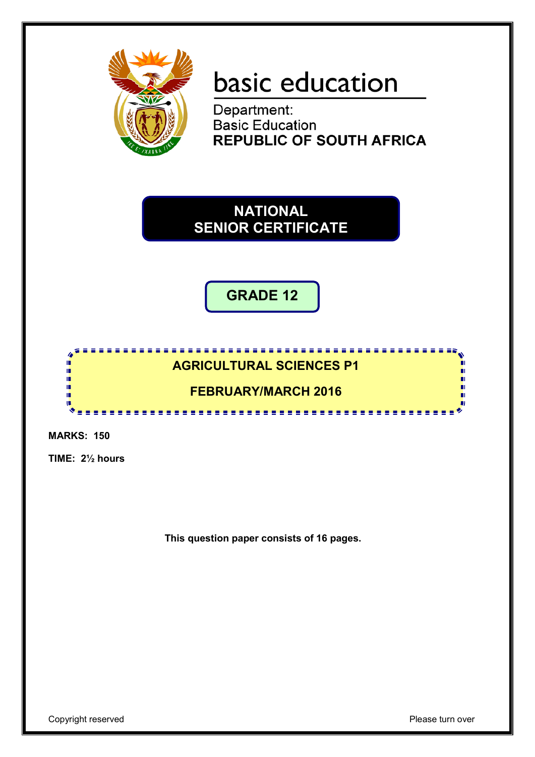basic education

Department:
Basic Education
**REPUBLIC OF SOUTH AFRICA**

# NATIONAL SENIOR CERTIFICATE

## GRADE 12

## AGRICULTURAL SCIENCES P1

## FEBRUARY/MARCH 2016

**MARKS: 150**

**TIME: 2½ hours**

**This question paper consists of 16 pages.**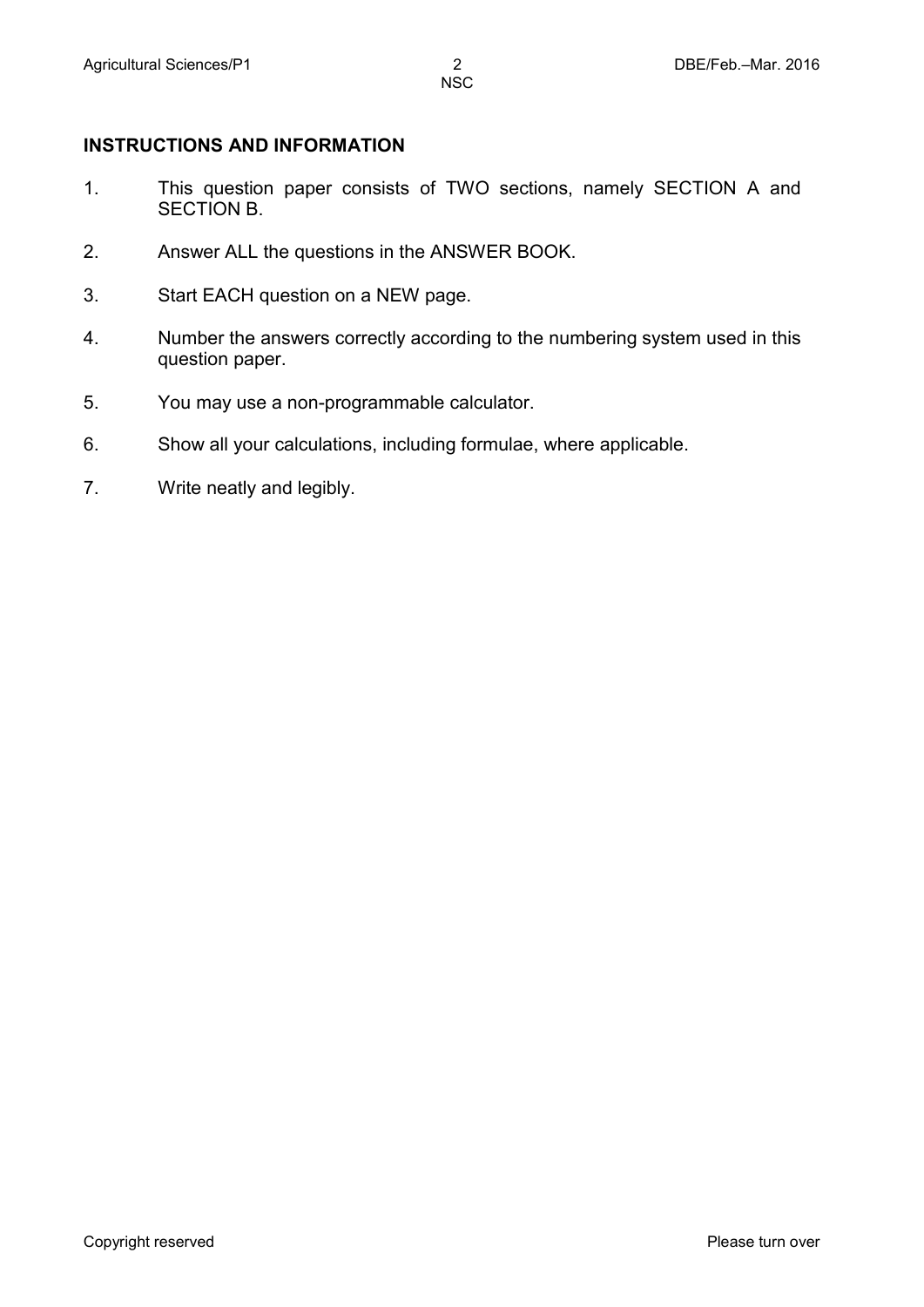## INSTRUCTIONS AND INFORMATION

1. This question paper consists of TWO sections, namely SECTION A and SECTION B.
2. Answer ALL the questions in the ANSWER BOOK.
3. Start EACH question on a NEW page.
4. Number the answers correctly according to the numbering system used in this question paper.
5. You may use a non-programmable calculator.
6. Show all your calculations, including formulae, where applicable.
7. Write neatly and legibly.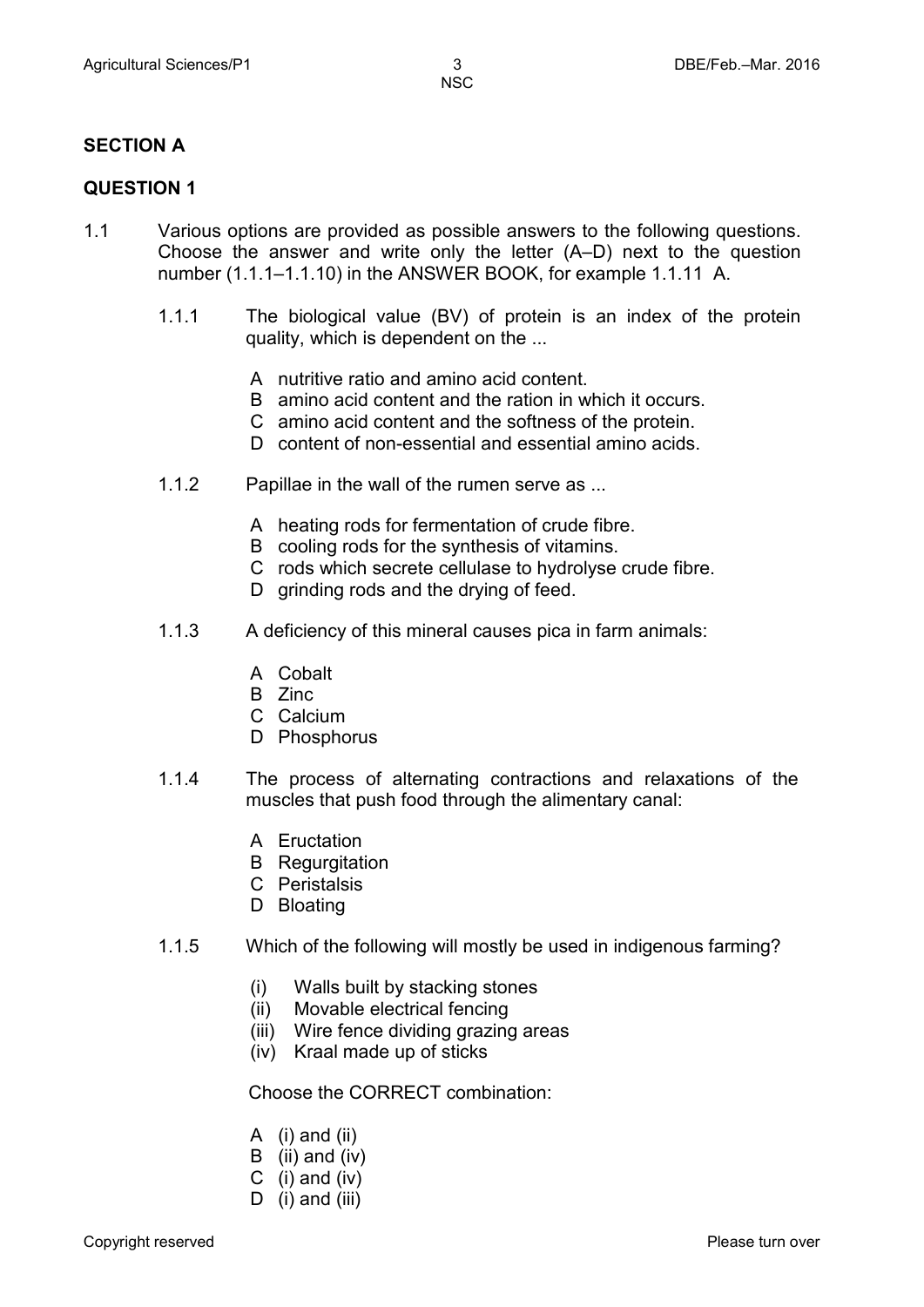## SECTION A

### QUESTION 1

1.1 Various options are provided as possible answers to the following questions. Choose the answer and write only the letter (A–D) next to the question number (1.1.1–1.1.10) in the ANSWER BOOK, for example 1.1.11 A.

1.1.1 The biological value (BV) of protein is an index of the protein quality, which is dependent on the ...

- A nutritive ratio and amino acid content.
- B amino acid content and the ration in which it occurs.
- C amino acid content and the softness of the protein.
- D content of non-essential and essential amino acids.

1.1.2 Papillae in the wall of the rumen serve as ...

- A heating rods for fermentation of crude fibre.
- B cooling rods for the synthesis of vitamins.
- C rods which secrete cellulase to hydrolyse crude fibre.
- D grinding rods and the drying of feed.

1.1.3 A deficiency of this mineral causes pica in farm animals:

- A Cobalt
- B Zinc
- C Calcium
- D Phosphorus

1.1.4 The process of alternating contractions and relaxations of the muscles that push food through the alimentary canal:

- A Eructation
- B Regurgitation
- C Peristalsis
- D Bloating

1.1.5 Which of the following will mostly be used in indigenous farming?

- (i) Walls built by stacking stones
- (ii) Movable electrical fencing
- (iii) Wire fence dividing grazing areas
- (iv) Kraal made up of sticks

Choose the CORRECT combination:

- A (i) and (ii)
- B (ii) and (iv)
- C (i) and (iv)
- D (i) and (iii)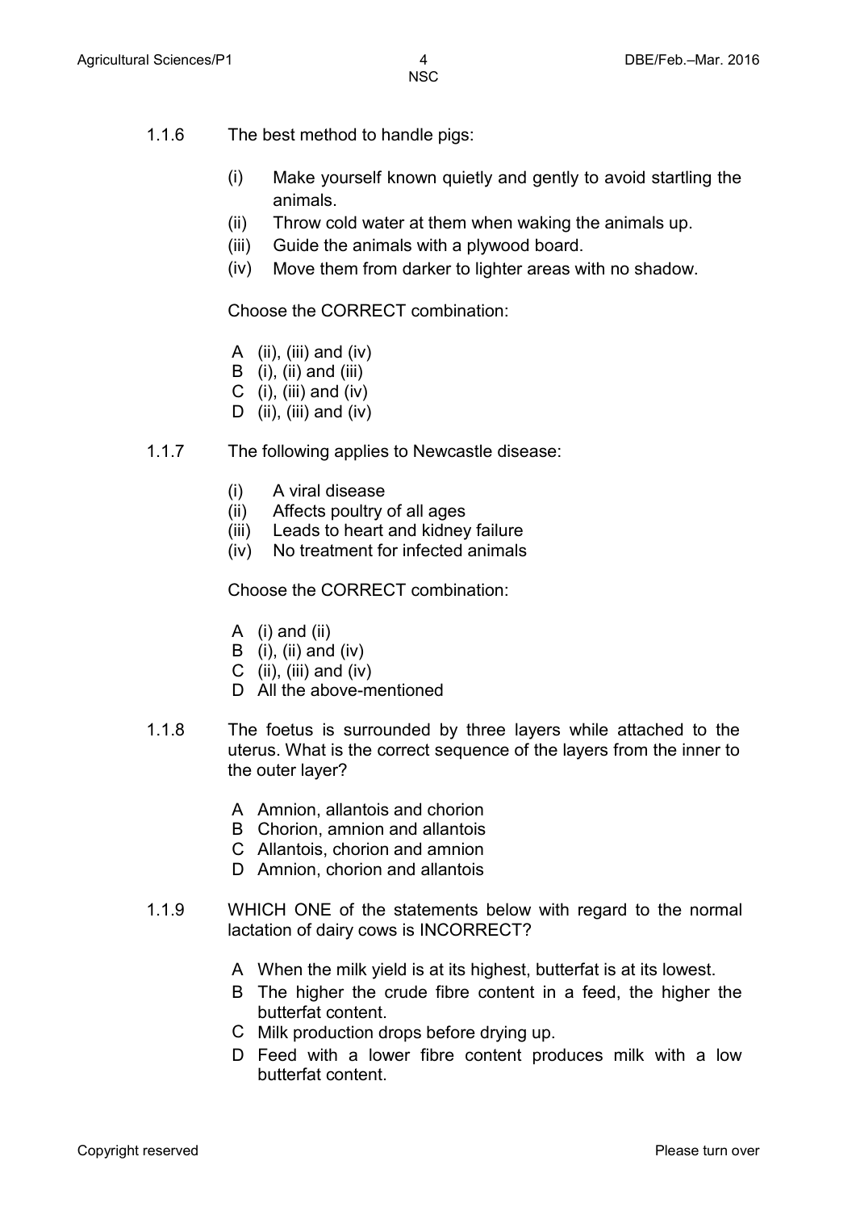1.1.6 The best method to handle pigs:

(i) Make yourself known quietly and gently to avoid startling the animals.
(ii) Throw cold water at them when waking the animals up.
(iii) Guide the animals with a plywood board.
(iv) Move them from darker to lighter areas with no shadow.

Choose the CORRECT combination:

A (ii), (iii) and (iv)
B (i), (ii) and (iii)
C (i), (iii) and (iv)
D (ii), (iii) and (iv)

1.1.7 The following applies to Newcastle disease:

(i) A viral disease
(ii) Affects poultry of all ages
(iii) Leads to heart and kidney failure
(iv) No treatment for infected animals

Choose the CORRECT combination:

A (i) and (ii)
B (i), (ii) and (iv)
C (ii), (iii) and (iv)
D All the above-mentioned

1.1.8 The foetus is surrounded by three layers while attached to the uterus. What is the correct sequence of the layers from the inner to the outer layer?

A Amnion, allantois and chorion
B Chorion, amnion and allantois
C Allantois, chorion and amnion
D Amnion, chorion and allantois

1.1.9 WHICH ONE of the statements below with regard to the normal lactation of dairy cows is INCORRECT?

A When the milk yield is at its highest, butterfat is at its lowest.
B The higher the crude fibre content in a feed, the higher the butterfat content.
C Milk production drops before drying up.
D Feed with a lower fibre content produces milk with a low butterfat content.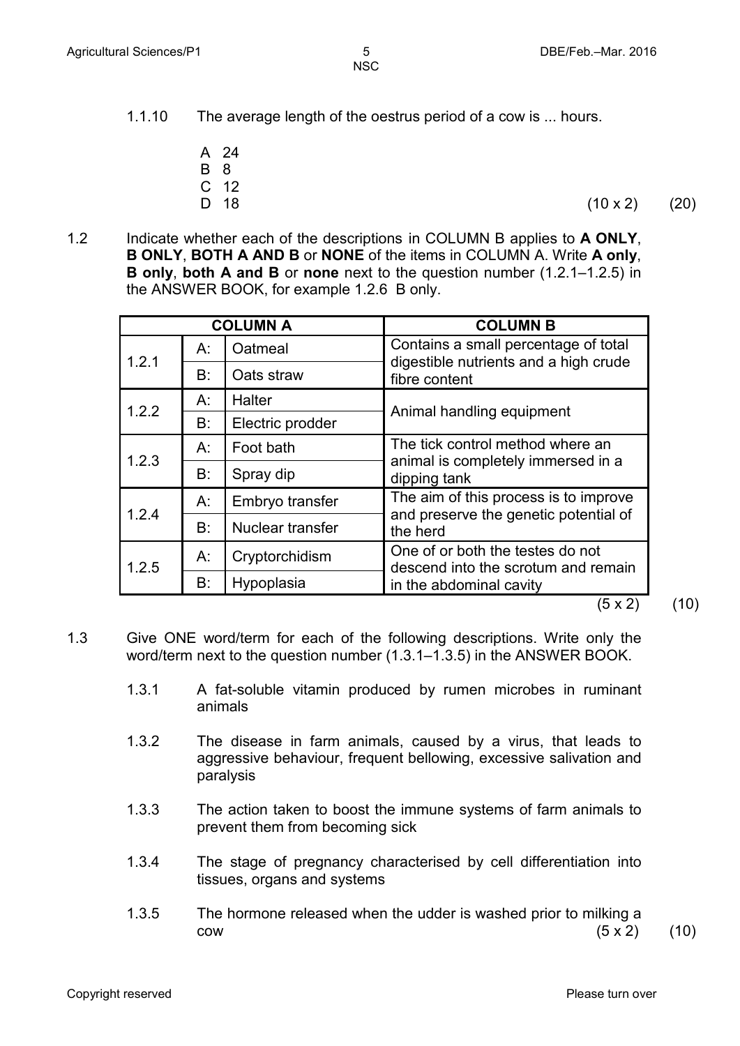1.1.10 The average length of the oestrus period of a cow is ... hours.

A 24
B 8
C 12
D 18

(10 x 2) (20)

1.2 Indicate whether each of the descriptions in COLUMN B applies to **A ONLY**, **B ONLY**, **BOTH A AND B** or **NONE** of the items in COLUMN A. Write **A only**, **B only**, **both A and B** or **none** next to the question number (1.2.1–1.2.5) in the ANSWER BOOK, for example 1.2.6 B only.

| COLUMN A | | | COLUMN B |
|---|---|---|---|
| 1.2.1 | A: | Oatmeal | Contains a small percentage of total digestible nutrients and a high crude fibre content |
| | B: | Oats straw | |
| 1.2.2 | A: | Halter | Animal handling equipment |
| | B: | Electric prodder | |
| 1.2.3 | A: | Foot bath | The tick control method where an animal is completely immersed in a dipping tank |
| | B: | Spray dip | |
| 1.2.4 | A: | Embryo transfer | The aim of this process is to improve and preserve the genetic potential of the herd |
| | B: | Nuclear transfer | |
| 1.2.5 | A: | Cryptorchidism | One of or both the testes do not descend into the scrotum and remain in the abdominal cavity |
| | B: | Hypoplasia | |

(5 x 2) (10)

1.3 Give ONE word/term for each of the following descriptions. Write only the word/term next to the question number (1.3.1–1.3.5) in the ANSWER BOOK.

1.3.1 A fat-soluble vitamin produced by rumen microbes in ruminant animals

1.3.2 The disease in farm animals, caused by a virus, that leads to aggressive behaviour, frequent bellowing, excessive salivation and paralysis

1.3.3 The action taken to boost the immune systems of farm animals to prevent them from becoming sick

1.3.4 The stage of pregnancy characterised by cell differentiation into tissues, organs and systems

1.3.5 The hormone released when the udder is washed prior to milking a cow

(5 x 2) (10)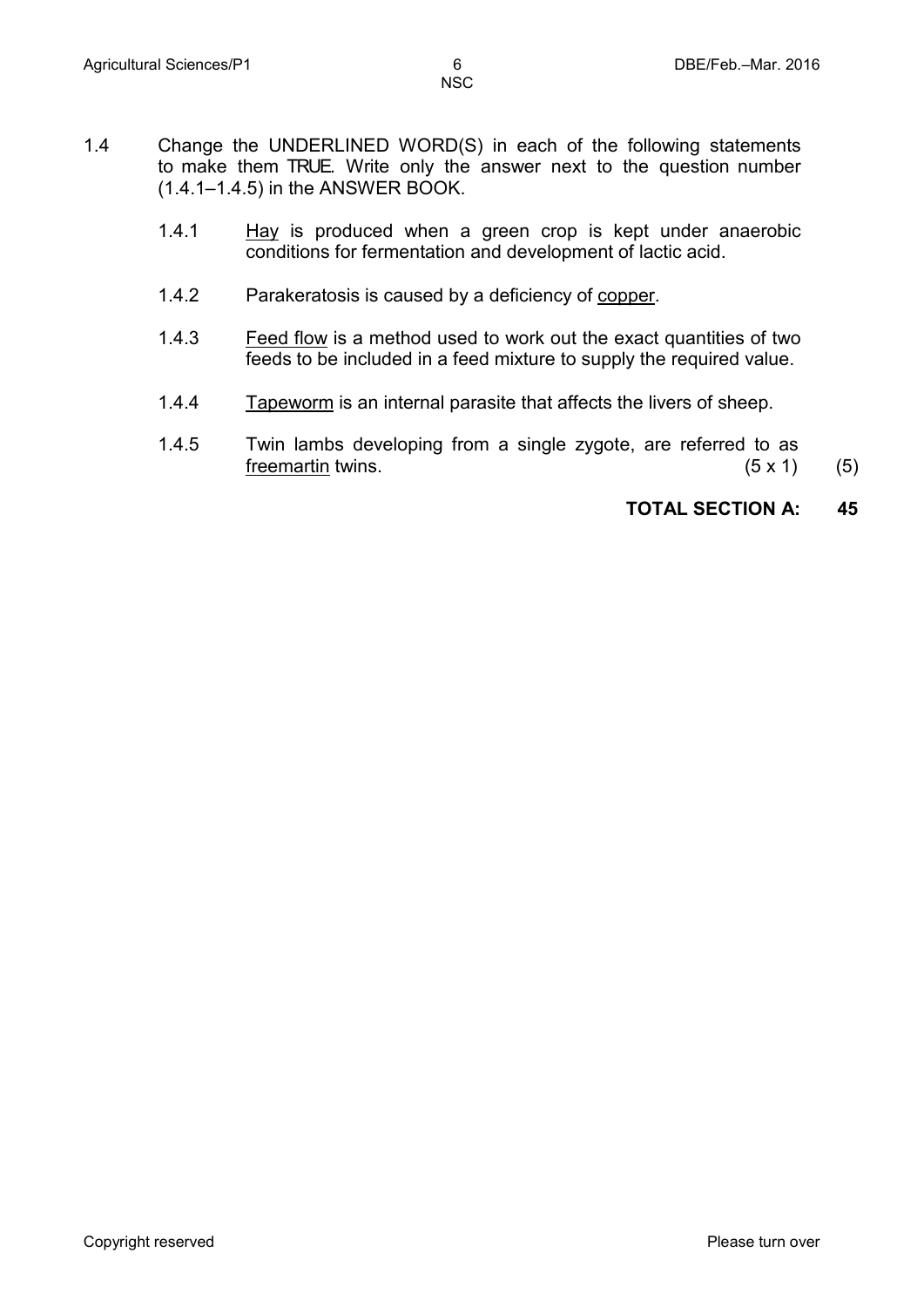1.4 Change the UNDERLINED WORD(S) in each of the following statements to make them TRUE. Write only the answer next to the question number (1.4.1–1.4.5) in the ANSWER BOOK.

1.4.1 <u>Hay</u> is produced when a green crop is kept under anaerobic conditions for fermentation and development of lactic acid.

1.4.2 Parakeratosis is caused by a deficiency of <u>copper</u>.

1.4.3 <u>Feed flow</u> is a method used to work out the exact quantities of two feeds to be included in a feed mixture to supply the required value.

1.4.4 <u>Tapeworm</u> is an internal parasite that affects the livers of sheep.

1.4.5 Twin lambs developing from a single zygote, are referred to as <u>freemartin</u> twins. (5 x 1) (5)

**TOTAL SECTION A: 45**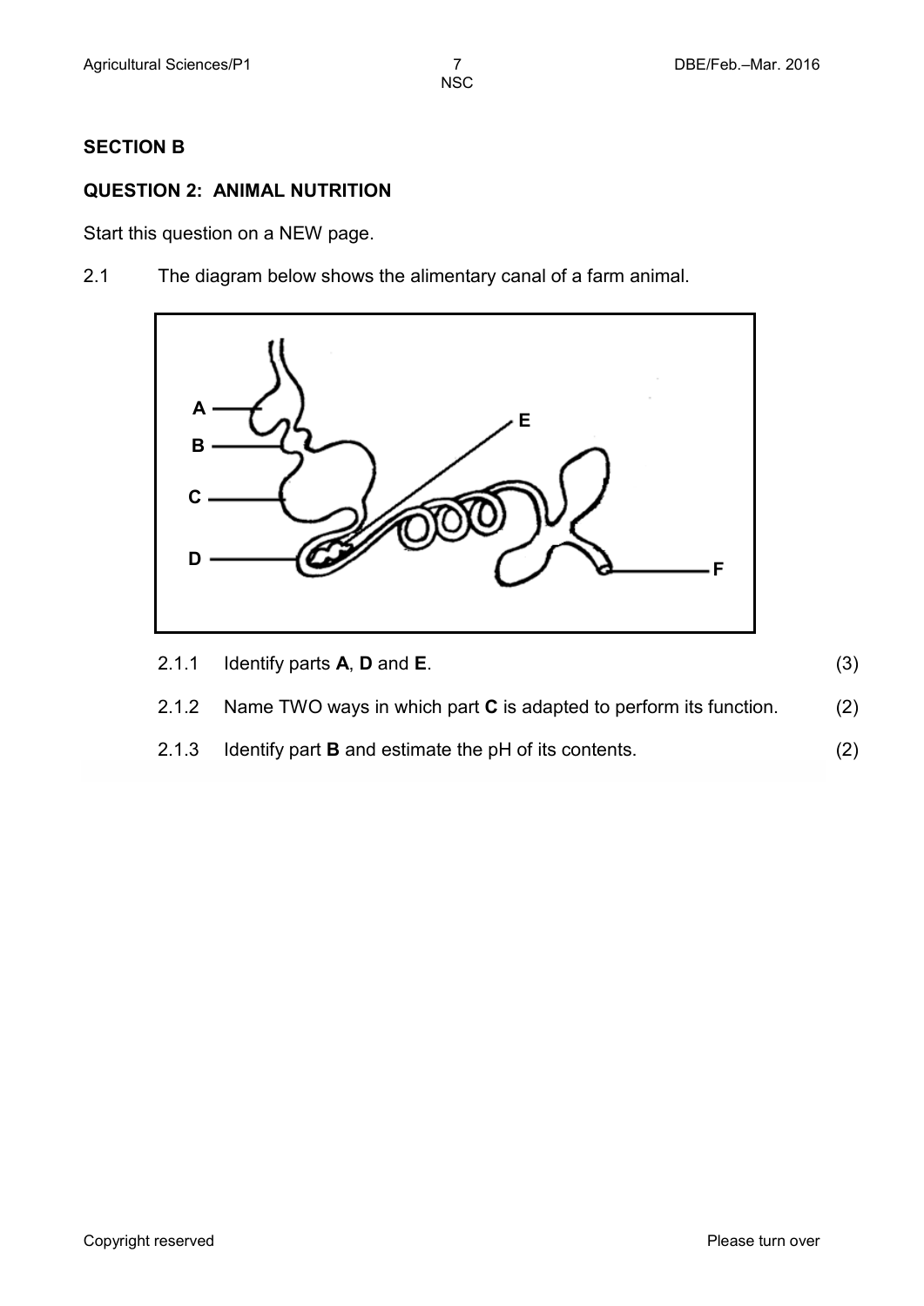## SECTION B

### QUESTION 2: ANIMAL NUTRITION

Start this question on a NEW page.

2.1 The diagram below shows the alimentary canal of a farm animal.

2.1.1 Identify parts **A**, **D** and **E**. (3)

2.1.2 Name TWO ways in which part **C** is adapted to perform its function. (2)

2.1.3 Identify part **B** and estimate the pH of its contents. (2)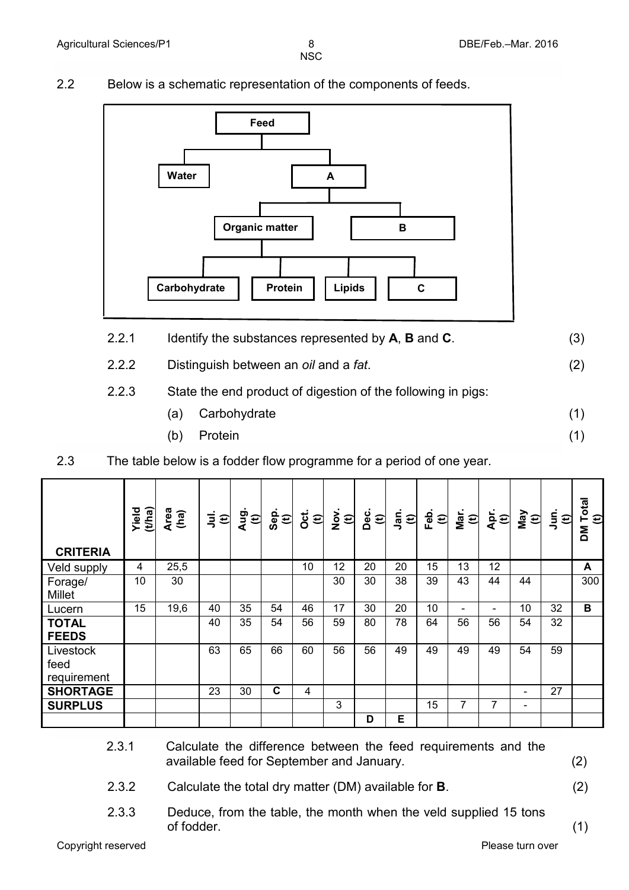2.2 Below is a schematic representation of the components of feeds.

- **Feed**
  - **Water**
  - **A**
    - **Organic matter**
      - **Carbohydrate**
      - **Protein**
      - **Lipids**
      - **C**
    - **B**

2.2.1 Identify the substances represented by **A**, **B** and **C**. (3)

2.2.2 Distinguish between an *oil* and a *fat*. (2)

2.2.3 State the end product of digestion of the following in pigs:

(a) Carbohydrate (1)

(b) Protein (1)

2.3 The table below is a fodder flow programme for a period of one year.

| CRITERIA | Yield (t/ha) | Area (ha) | Jul. (t) | Aug. (t) | Sep. (t) | Oct. (t) | Nov. (t) | Dec. (t) | Jan. (t) | Feb. (t) | Mar. (t) | Apr. (t) | May (t) | Jun. (t) | DM Total (t) |
|---|---|---|---|---|---|---|---|---|---|---|---|---|---|---|---|
| Veld supply | 4 | 25,5 | | | | 10 | 12 | 20 | 20 | 15 | 13 | 12 | | | **A** |
| Forage/ Millet | 10 | 30 | | | | | 30 | 30 | 38 | 39 | 43 | 44 | 44 | | 300 |
| Lucern | 15 | 19,6 | 40 | 35 | 54 | 46 | 17 | 30 | 20 | 10 | - | - | 10 | 32 | **B** |
| **TOTAL FEEDS** | | | 40 | 35 | 54 | 56 | 59 | 80 | 78 | 64 | 56 | 56 | 54 | 32 | |
| Livestock feed requirement | | | 63 | 65 | 66 | 60 | 56 | 56 | 49 | 49 | 49 | 49 | 54 | 59 | |
| **SHORTAGE** | | | 23 | 30 | **C** | 4 | | | | | | | - | 27 | |
| **SURPLUS** | | | | | | | 3 | | | 15 | 7 | 7 | - | | |
| | | | | | | | | **D** | **E** | | | | | | |

2.3.1 Calculate the difference between the feed requirements and the available feed for September and January. (2)

2.3.2 Calculate the total dry matter (DM) available for **B**. (2)

2.3.3 Deduce, from the table, the month when the veld supplied 15 tons of fodder. (1)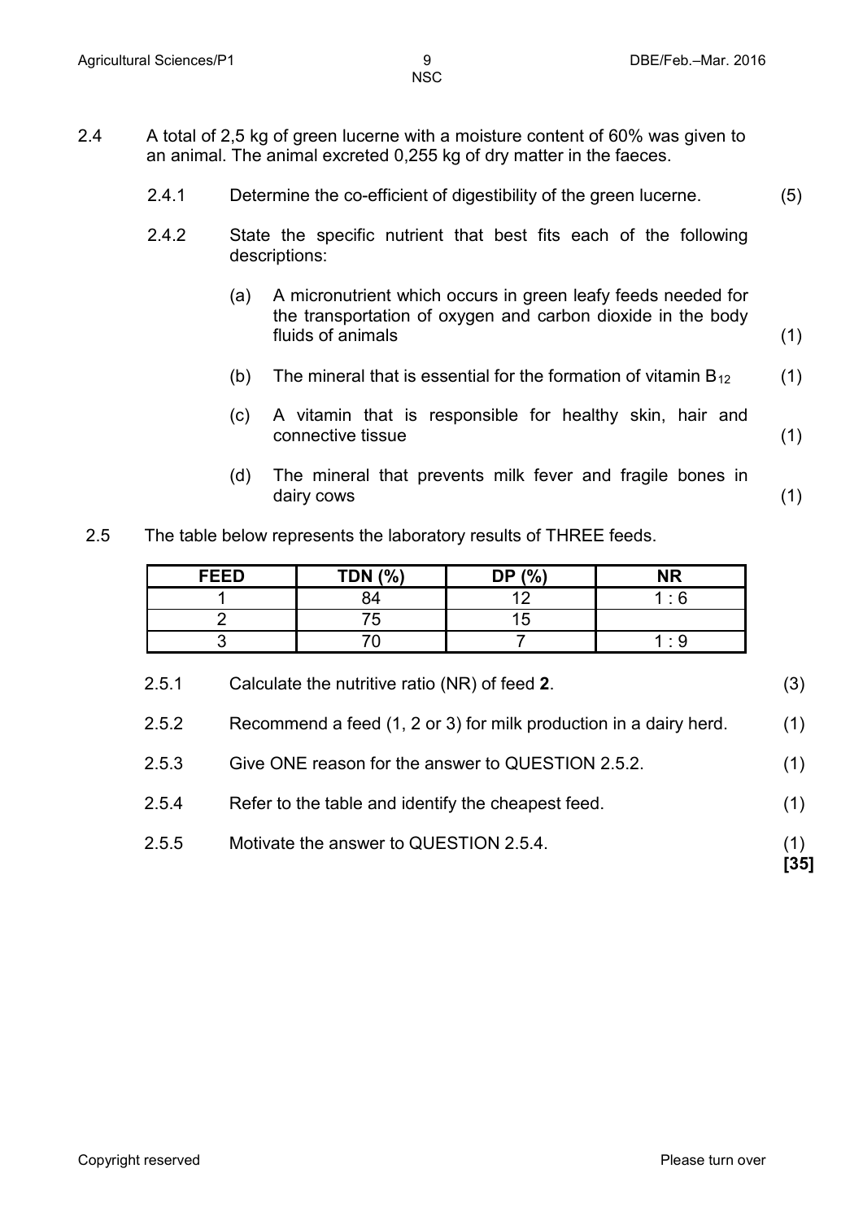2.4 A total of 2,5 kg of green lucerne with a moisture content of 60% was given to an animal. The animal excreted 0,255 kg of dry matter in the faeces.

2.4.1 Determine the co-efficient of digestibility of the green lucerne. (5)

2.4.2 State the specific nutrient that best fits each of the following descriptions:

(a) A micronutrient which occurs in green leafy feeds needed for the transportation of oxygen and carbon dioxide in the body fluids of animals (1)

(b) The mineral that is essential for the formation of vitamin $B_{12}$ (1)

(c) A vitamin that is responsible for healthy skin, hair and connective tissue (1)

(d) The mineral that prevents milk fever and fragile bones in dairy cows (1)

2.5 The table below represents the laboratory results of THREE feeds.

| FEED | TDN (%) | DP (%) | NR |
|---|---|---|---|
| 1 | 84 | 12 | 1 : 6 |
| 2 | 75 | 15 | |
| 3 | 70 | 7 | 1 : 9 |

2.5.1 Calculate the nutritive ratio (NR) of feed **2**. (3)

2.5.2 Recommend a feed (1, 2 or 3) for milk production in a dairy herd. (1)

2.5.3 Give ONE reason for the answer to QUESTION 2.5.2. (1)

2.5.4 Refer to the table and identify the cheapest feed. (1)

2.5.5 Motivate the answer to QUESTION 2.5.4. (1)

**[35]**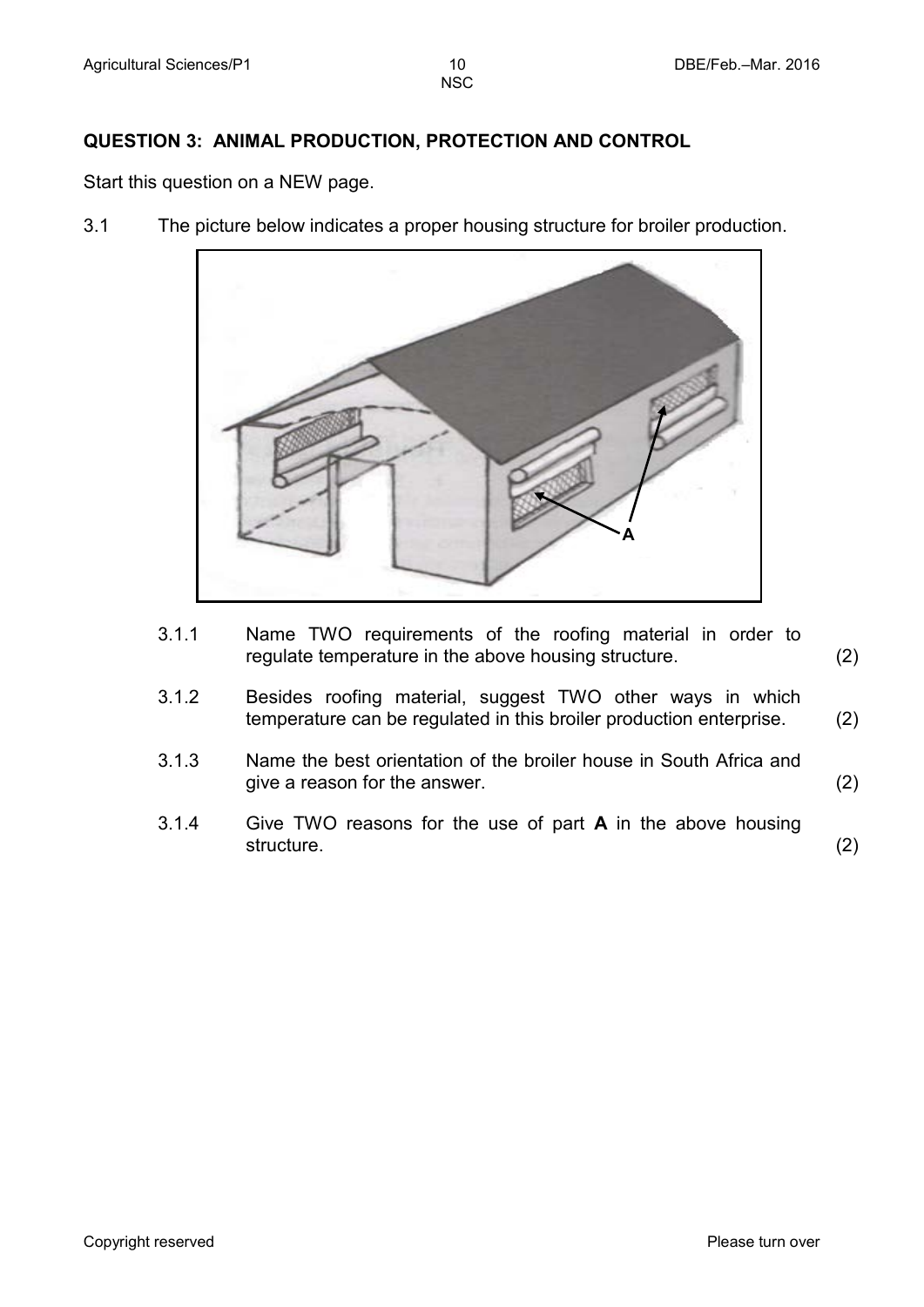## QUESTION 3: ANIMAL PRODUCTION, PROTECTION AND CONTROL

Start this question on a NEW page.

3.1 The picture below indicates a proper housing structure for broiler production.

A

3.1.1 Name TWO requirements of the roofing material in order to regulate temperature in the above housing structure. (2)

3.1.2 Besides roofing material, suggest TWO other ways in which temperature can be regulated in this broiler production enterprise. (2)

3.1.3 Name the best orientation of the broiler house in South Africa and give a reason for the answer. (2)

3.1.4 Give TWO reasons for the use of part **A** in the above housing structure. (2)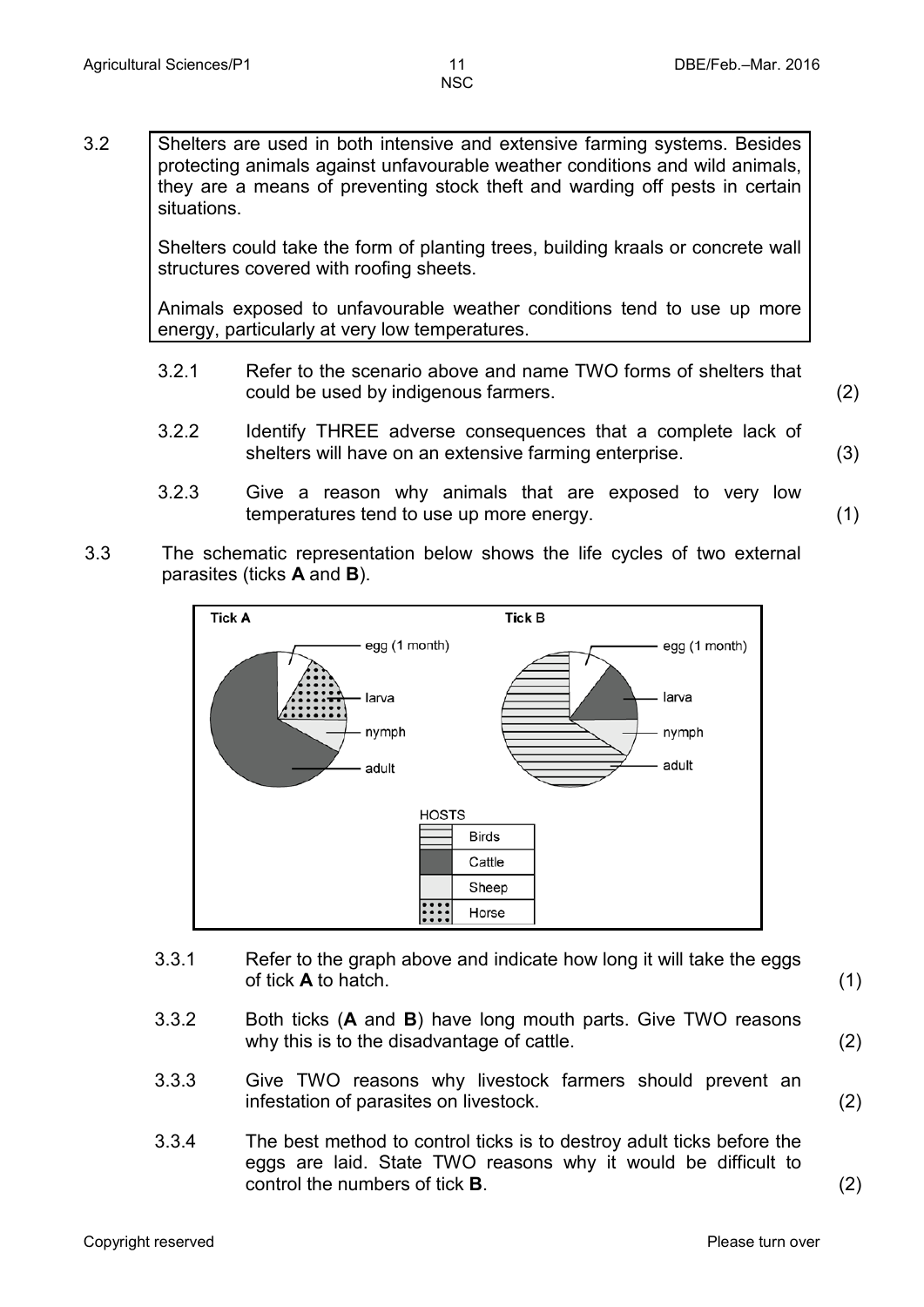3.2 Shelters are used in both intensive and extensive farming systems. Besides protecting animals against unfavourable weather conditions and wild animals, they are a means of preventing stock theft and warding off pests in certain situations.

Shelters could take the form of planting trees, building kraals or concrete wall structures covered with roofing sheets.

Animals exposed to unfavourable weather conditions tend to use up more energy, particularly at very low temperatures.

3.2.1 Refer to the scenario above and name TWO forms of shelters that could be used by indigenous farmers. (2)

3.2.2 Identify THREE adverse consequences that a complete lack of shelters will have on an extensive farming enterprise. (3)

3.2.3 Give a reason why animals that are exposed to very low temperatures tend to use up more energy. (1)

3.3 The schematic representation below shows the life cycles of two external parasites (ticks **A** and **B**).

**Tick A**: egg (1 month), larva, nymph, adult

**Tick B**: egg (1 month), larva, nymph, adult

HOSTS

| Pattern | Host |
|---|---|
| Horizontal lines | Birds |
| Dark grey | Cattle |
| Light grey | Sheep |
| Dotted | Horse |

3.3.1 Refer to the graph above and indicate how long it will take the eggs of tick **A** to hatch. (1)

3.3.2 Both ticks (**A** and **B**) have long mouth parts. Give TWO reasons why this is to the disadvantage of cattle. (2)

3.3.3 Give TWO reasons why livestock farmers should prevent an infestation of parasites on livestock. (2)

3.3.4 The best method to control ticks is to destroy adult ticks before the eggs are laid. State TWO reasons why it would be difficult to control the numbers of tick **B**. (2)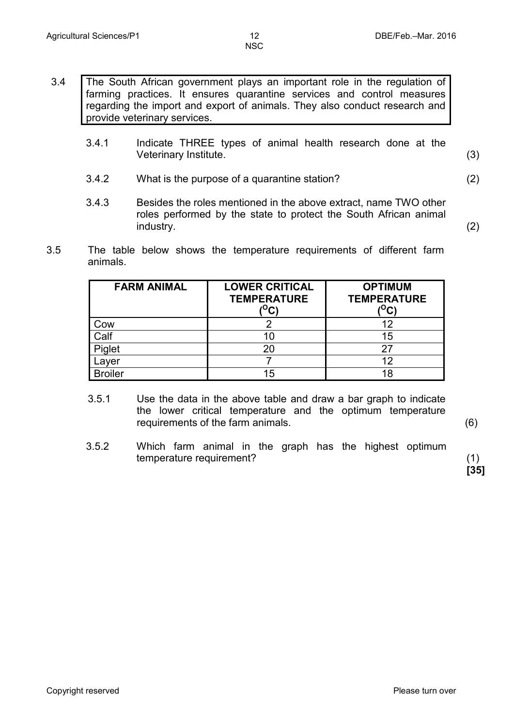3.4 The South African government plays an important role in the regulation of farming practices. It ensures quarantine services and control measures regarding the import and export of animals. They also conduct research and provide veterinary services.

3.4.1 Indicate THREE types of animal health research done at the Veterinary Institute. (3)

3.4.2 What is the purpose of a quarantine station? (2)

3.4.3 Besides the roles mentioned in the above extract, name TWO other roles performed by the state to protect the South African animal industry. (2)

3.5 The table below shows the temperature requirements of different farm animals.

| FARM ANIMAL | LOWER CRITICAL TEMPERATURE ($^{O}C$) | OPTIMUM TEMPERATURE ($^{O}C$) |
|---|---|---|
| Cow | 2 | 12 |
| Calf | 10 | 15 |
| Piglet | 20 | 27 |
| Layer | 7 | 12 |
| Broiler | 15 | 18 |

3.5.1 Use the data in the above table and draw a bar graph to indicate the lower critical temperature and the optimum temperature requirements of the farm animals. (6)

3.5.2 Which farm animal in the graph has the highest optimum temperature requirement? (1)

**[35]**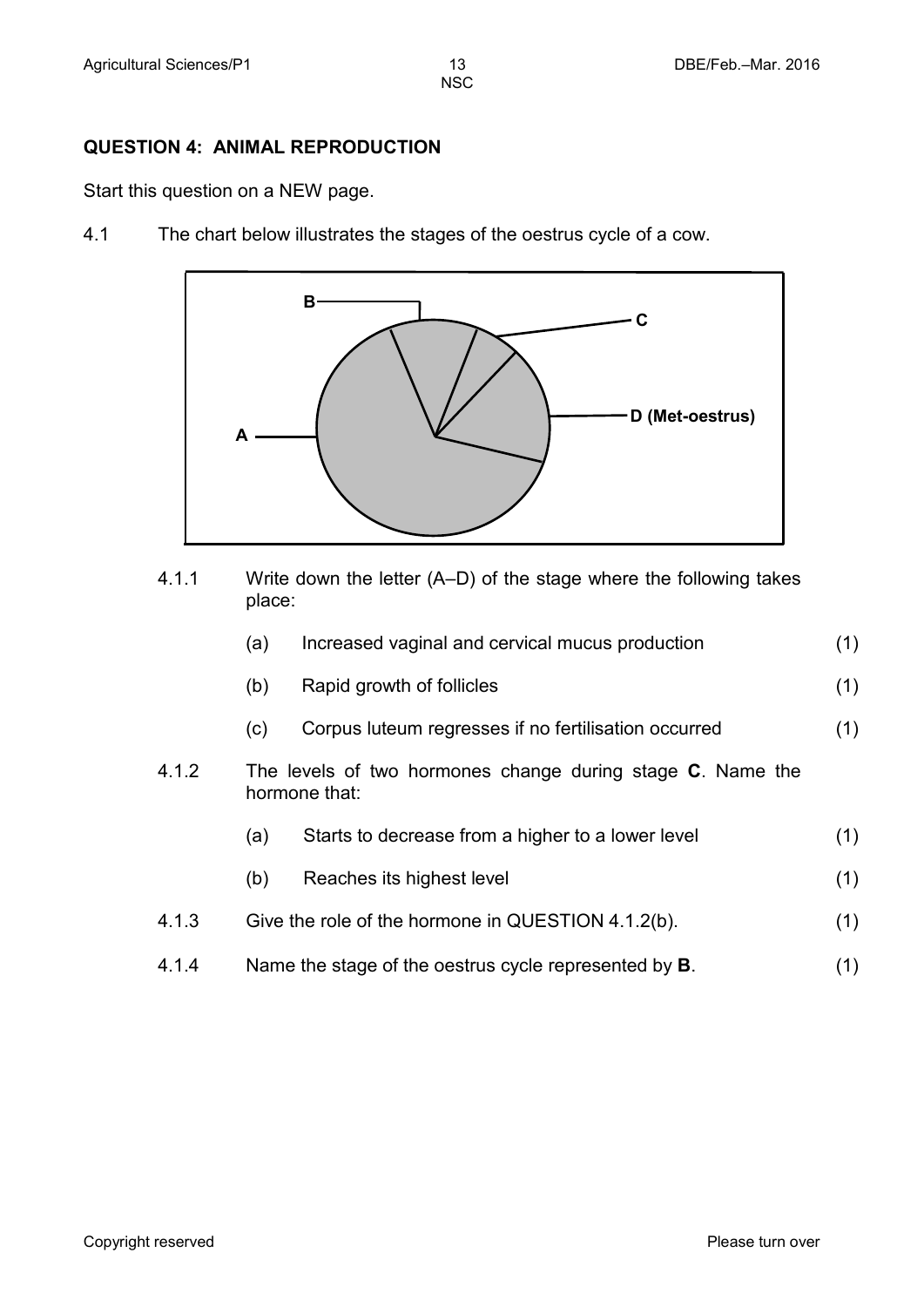## QUESTION 4: ANIMAL REPRODUCTION

Start this question on a NEW page.

4.1 The chart below illustrates the stages of the oestrus cycle of a cow.

A, B, C, D (Met-oestrus)

4.1.1 Write down the letter (A–D) of the stage where the following takes place:

(a) Increased vaginal and cervical mucus production (1)

(b) Rapid growth of follicles (1)

(c) Corpus luteum regresses if no fertilisation occurred (1)

4.1.2 The levels of two hormones change during stage **C**. Name the hormone that:

(a) Starts to decrease from a higher to a lower level (1)

(b) Reaches its highest level (1)

4.1.3 Give the role of the hormone in QUESTION 4.1.2(b). (1)

4.1.4 Name the stage of the oestrus cycle represented by **B**. (1)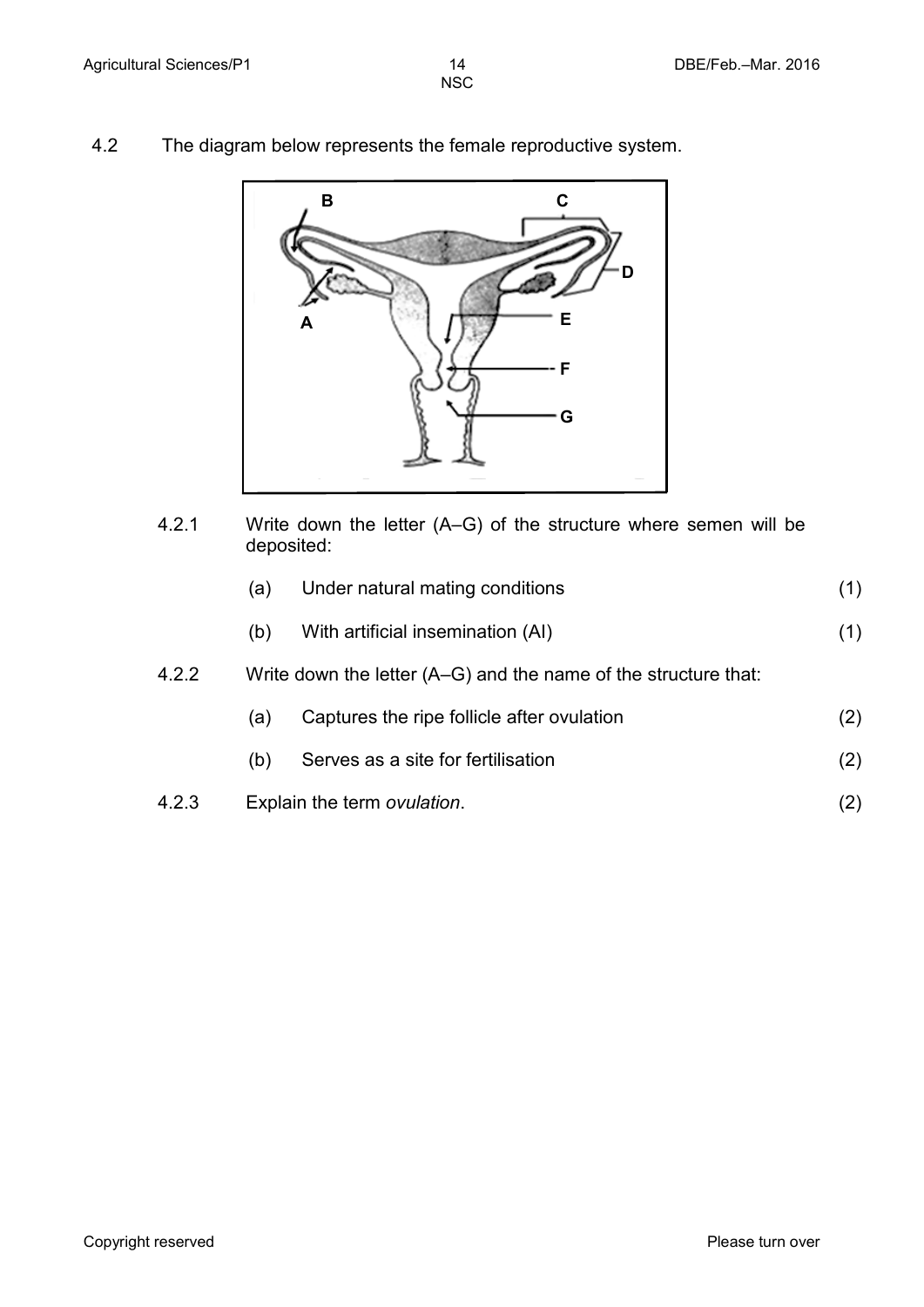4.2 The diagram below represents the female reproductive system.

4.2.1 Write down the letter (A–G) of the structure where semen will be deposited:

(a) Under natural mating conditions (1)

(b) With artificial insemination (AI) (1)

4.2.2 Write down the letter (A–G) and the name of the structure that:

(a) Captures the ripe follicle after ovulation (2)

(b) Serves as a site for fertilisation (2)

4.2.3 Explain the term *ovulation*. (2)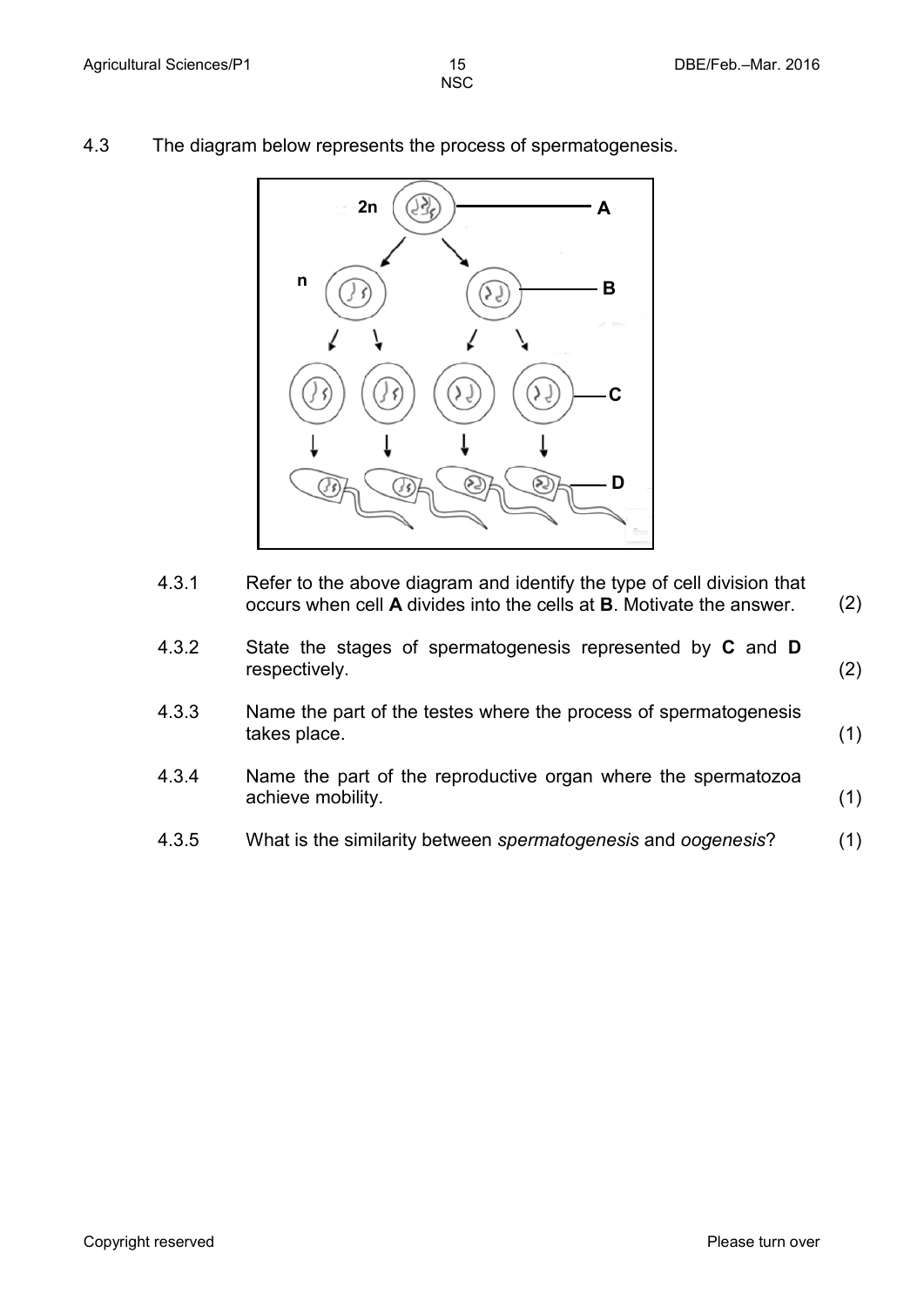4.3 The diagram below represents the process of spermatogenesis.

4.3.1 Refer to the above diagram and identify the type of cell division that occurs when cell **A** divides into the cells at **B**. Motivate the answer. (2)

4.3.2 State the stages of spermatogenesis represented by **C** and **D** respectively. (2)

4.3.3 Name the part of the testes where the process of spermatogenesis takes place. (1)

4.3.4 Name the part of the reproductive organ where the spermatozoa achieve mobility. (1)

4.3.5 What is the similarity between *spermatogenesis* and *oogenesis*? (1)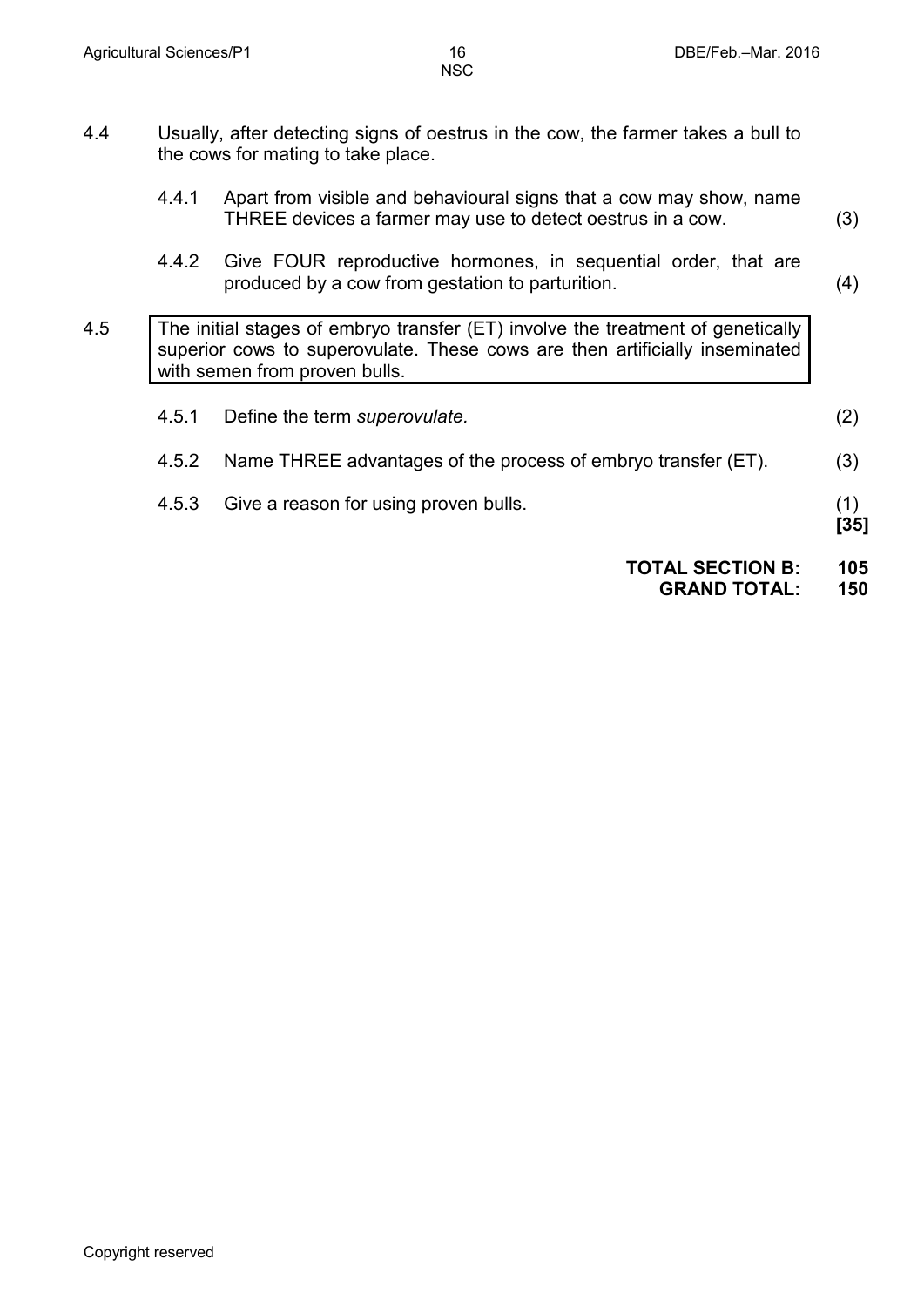4.4 Usually, after detecting signs of oestrus in the cow, the farmer takes a bull to the cows for mating to take place.

4.4.1 Apart from visible and behavioural signs that a cow may show, name THREE devices a farmer may use to detect oestrus in a cow. (3)

4.4.2 Give FOUR reproductive hormones, in sequential order, that are produced by a cow from gestation to parturition. (4)

4.5

> The initial stages of embryo transfer (ET) involve the treatment of genetically superior cows to superovulate. These cows are then artificially inseminated with semen from proven bulls.

4.5.1 Define the term *superovulate.* (2)

4.5.2 Name THREE advantages of the process of embryo transfer (ET). (3)

4.5.3 Give a reason for using proven bulls. (1)
**[35]**

**TOTAL SECTION B: 105**
**GRAND TOTAL: 150**